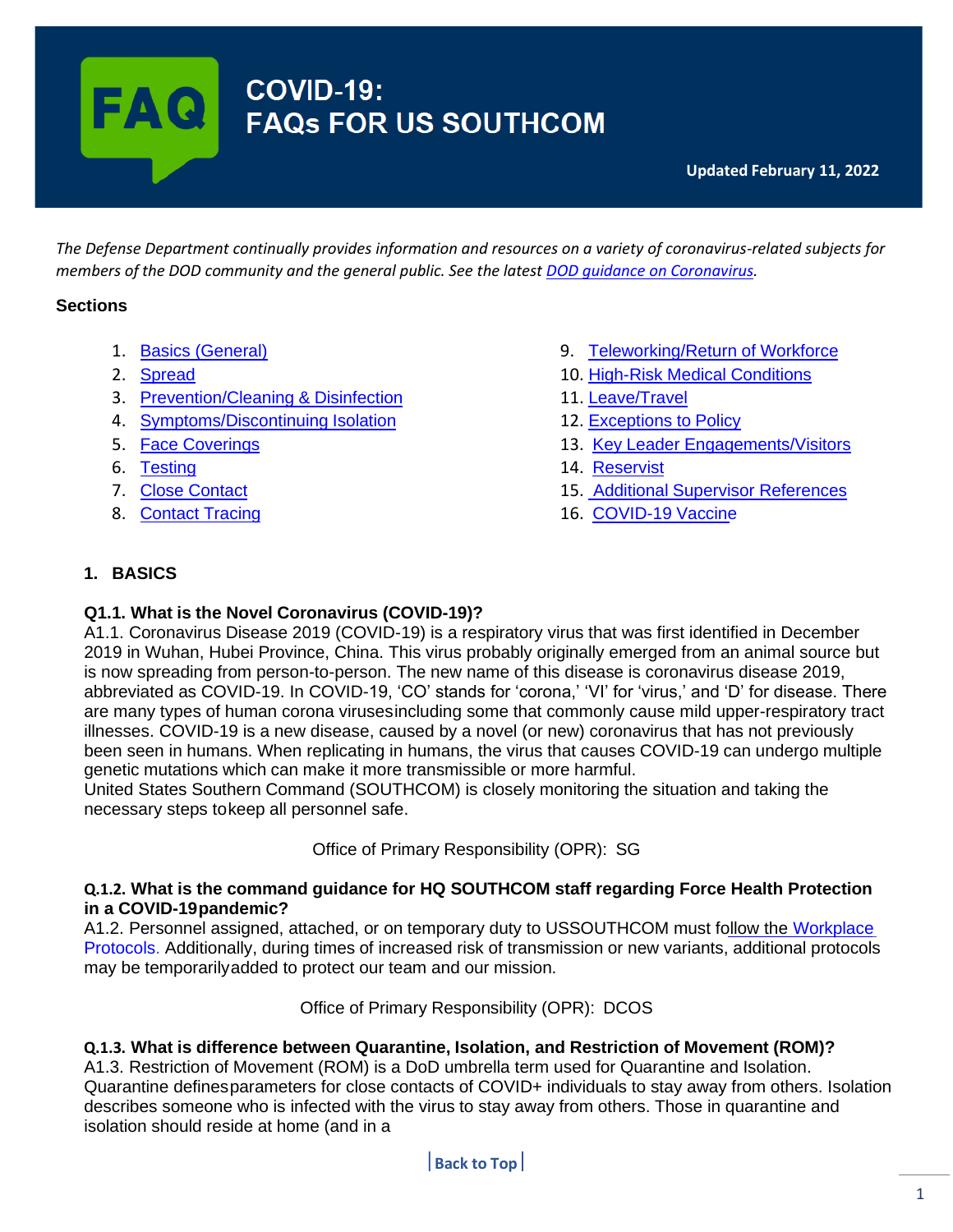# COVID-19: FAQs FOR US SOUTHCOM

**Updated February 11, 2022**

*The Defense Department continually provides information and resources on a variety of coronavirus-related subjects for members of the DOD community and the general public. See the latest DOD guidance on Coronavirus.*

**Sections**

1. Basics (General)
2. Spread
3. Prevention/Cleaning & Disinfection
4. Symptoms/Discontinuing Isolation
5. Face Coverings
6. Testing
7. Close Contact
8. Contact Tracing
9. Teleworking/Return of Workforce
10. High-Risk Medical Conditions
11. Leave/Travel
12. Exceptions to Policy
13. Key Leader Engagements/Visitors
14. Reservist
15. Additional Supervisor References
16. COVID-19 Vaccine

## 1. BASICS

**Q1.1. What is the Novel Coronavirus (COVID-19)?**

A1.1. Coronavirus Disease 2019 (COVID-19) is a respiratory virus that was first identified in December 2019 in Wuhan, Hubei Province, China. This virus probably originally emerged from an animal source but is now spreading from person-to-person. The new name of this disease is coronavirus disease 2019, abbreviated as COVID-19. In COVID-19, 'CO' stands for 'corona,' 'VI' for 'virus,' and 'D' for disease. There are many types of human corona virusesincluding some that commonly cause mild upper-respiratory tract illnesses. COVID-19 is a new disease, caused by a novel (or new) coronavirus that has not previously been seen in humans. When replicating in humans, the virus that causes COVID-19 can undergo multiple genetic mutations which can make it more transmissible or more harmful.
United States Southern Command (SOUTHCOM) is closely monitoring the situation and taking the necessary steps tokeep all personnel safe.

Office of Primary Responsibility (OPR): SG

**Q.1.2. What is the command guidance for HQ SOUTHCOM staff regarding Force Health Protection in a COVID-19pandemic?**

A1.2. Personnel assigned, attached, or on temporary duty to USSOUTHCOM must follow the Workplace Protocols. Additionally, during times of increased risk of transmission or new variants, additional protocols may be temporarilyadded to protect our team and our mission.

Office of Primary Responsibility (OPR): DCOS

**Q.1.3. What is difference between Quarantine, Isolation, and Restriction of Movement (ROM)?**

A1.3. Restriction of Movement (ROM) is a DoD umbrella term used for Quarantine and Isolation. Quarantine definesparameters for close contacts of COVID+ individuals to stay away from others. Isolation describes someone who is infected with the virus to stay away from others. Those in quarantine and isolation should reside at home (and in a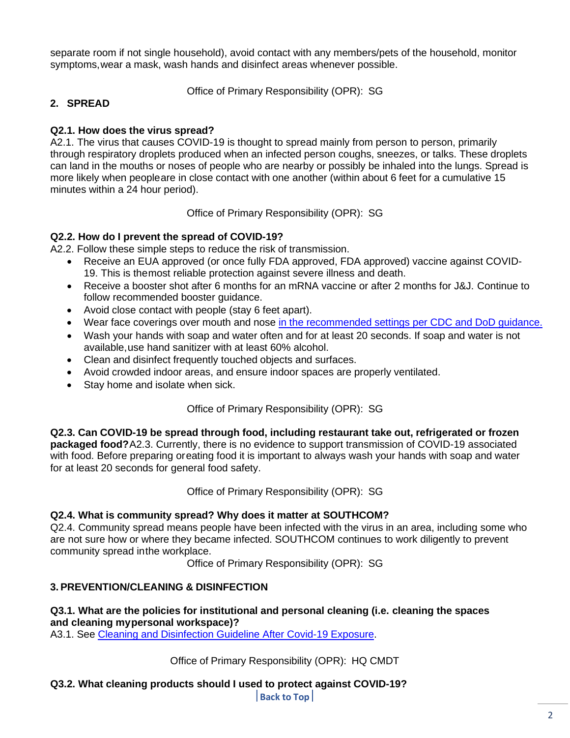separate room if not single household), avoid contact with any members/pets of the household, monitor symptoms, wear a mask, wash hands and disinfect areas whenever possible.

Office of Primary Responsibility (OPR): SG

## 2. SPREAD

**Q2.1. How does the virus spread?**
A2.1. The virus that causes COVID-19 is thought to spread mainly from person to person, primarily through respiratory droplets produced when an infected person coughs, sneezes, or talks. These droplets can land in the mouths or noses of people who are nearby or possibly be inhaled into the lungs. Spread is more likely when people are in close contact with one another (within about 6 feet for a cumulative 15 minutes within a 24 hour period).

Office of Primary Responsibility (OPR): SG

**Q2.2. How do I prevent the spread of COVID-19?**
A2.2. Follow these simple steps to reduce the risk of transmission.

- Receive an EUA approved (or once fully FDA approved, FDA approved) vaccine against COVID-19. This is the most reliable protection against severe illness and death.
- Receive a booster shot after 6 months for an mRNA vaccine or after 2 months for J&J. Continue to follow recommended booster guidance.
- Avoid close contact with people (stay 6 feet apart).
- Wear face coverings over mouth and nose in the recommended settings per CDC and DoD guidance.
- Wash your hands with soap and water often and for at least 20 seconds. If soap and water is not available, use hand sanitizer with at least 60% alcohol.
- Clean and disinfect frequently touched objects and surfaces.
- Avoid crowded indoor areas, and ensure indoor spaces are properly ventilated.
- Stay home and isolate when sick.

Office of Primary Responsibility (OPR): SG

**Q2.3. Can COVID-19 be spread through food, including restaurant take out, refrigerated or frozen packaged food?** A2.3. Currently, there is no evidence to support transmission of COVID-19 associated with food. Before preparing or eating food it is important to always wash your hands with soap and water for at least 20 seconds for general food safety.

Office of Primary Responsibility (OPR): SG

**Q2.4. What is community spread? Why does it matter at SOUTHCOM?**
Q2.4. Community spread means people have been infected with the virus in an area, including some who are not sure how or where they became infected. SOUTHCOM continues to work diligently to prevent community spread in the workplace.

Office of Primary Responsibility (OPR): SG

## 3. PREVENTION/CLEANING & DISINFECTION

**Q3.1. What are the policies for institutional and personal cleaning (i.e. cleaning the spaces and cleaning my personal workspace)?**
A3.1. See Cleaning and Disinfection Guideline After Covid-19 Exposure.

Office of Primary Responsibility (OPR): HQ CMDT

**Q3.2. What cleaning products should I used to protect against COVID-19?**

Back to Top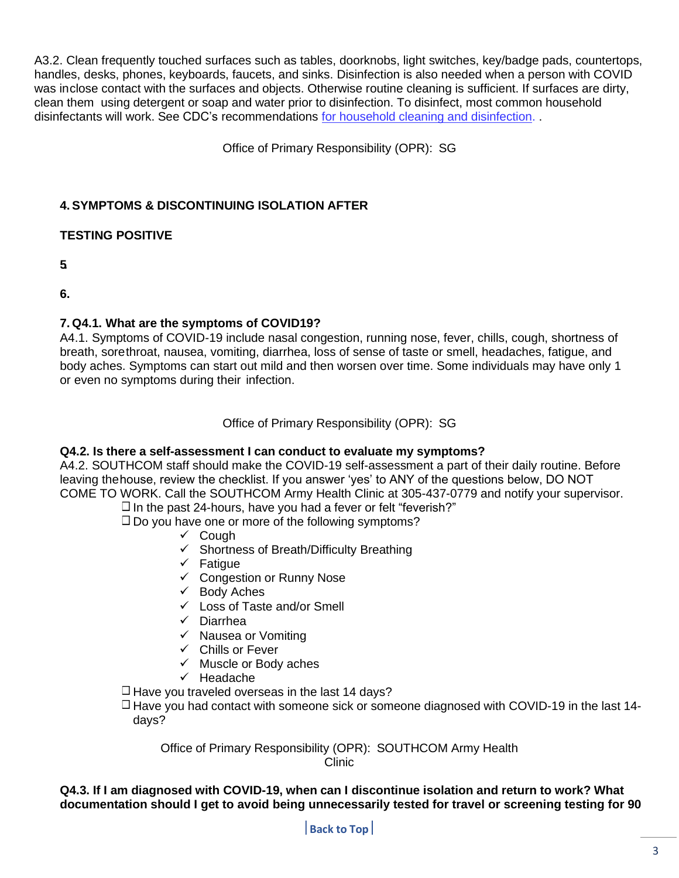A3.2. Clean frequently touched surfaces such as tables, doorknobs, light switches, key/badge pads, countertops, handles, desks, phones, keyboards, faucets, and sinks. Disinfection is also needed when a person with COVID was inclose contact with the surfaces and objects. Otherwise routine cleaning is sufficient. If surfaces are dirty, clean them using detergent or soap and water prior to disinfection. To disinfect, most common household disinfectants will work. See CDC's recommendations [for household cleaning and disinfection](). .

Office of Primary Responsibility (OPR): SG

## 4. SYMPTOMS & DISCONTINUING ISOLATION AFTER TESTING POSITIVE

**5.**

**6.**

### 7. Q4.1. What are the symptoms of COVID19?

A4.1. Symptoms of COVID-19 include nasal congestion, running nose, fever, chills, cough, shortness of breath, sorethroat, nausea, vomiting, diarrhea, loss of sense of taste or smell, headaches, fatigue, and body aches. Symptoms can start out mild and then worsen over time. Some individuals may have only 1 or even no symptoms during their infection.

Office of Primary Responsibility (OPR): SG

### Q4.2. Is there a self-assessment I can conduct to evaluate my symptoms?

A4.2. SOUTHCOM staff should make the COVID-19 self-assessment a part of their daily routine. Before leaving thehouse, review the checklist. If you answer 'yes' to ANY of the questions below, DO NOT COME TO WORK. Call the SOUTHCOM Army Health Clinic at 305-437-0779 and notify your supervisor.

- ☐ In the past 24-hours, have you had a fever or felt "feverish?"
- ☐ Do you have one or more of the following symptoms?
  - ✓ Cough
  - ✓ Shortness of Breath/Difficulty Breathing
  - ✓ Fatigue
  - ✓ Congestion or Runny Nose
  - ✓ Body Aches
  - ✓ Loss of Taste and/or Smell
  - ✓ Diarrhea
  - ✓ Nausea or Vomiting
  - ✓ Chills or Fever
  - ✓ Muscle or Body aches
  - ✓ Headache
- ☐ Have you traveled overseas in the last 14 days?
- ☐ Have you had contact with someone sick or someone diagnosed with COVID-19 in the last 14-days?

Office of Primary Responsibility (OPR): SOUTHCOM Army Health Clinic

### Q4.3. If I am diagnosed with COVID-19, when can I discontinue isolation and return to work? What documentation should I get to avoid being unnecessarily tested for travel or screening testing for 90

[Back to Top]()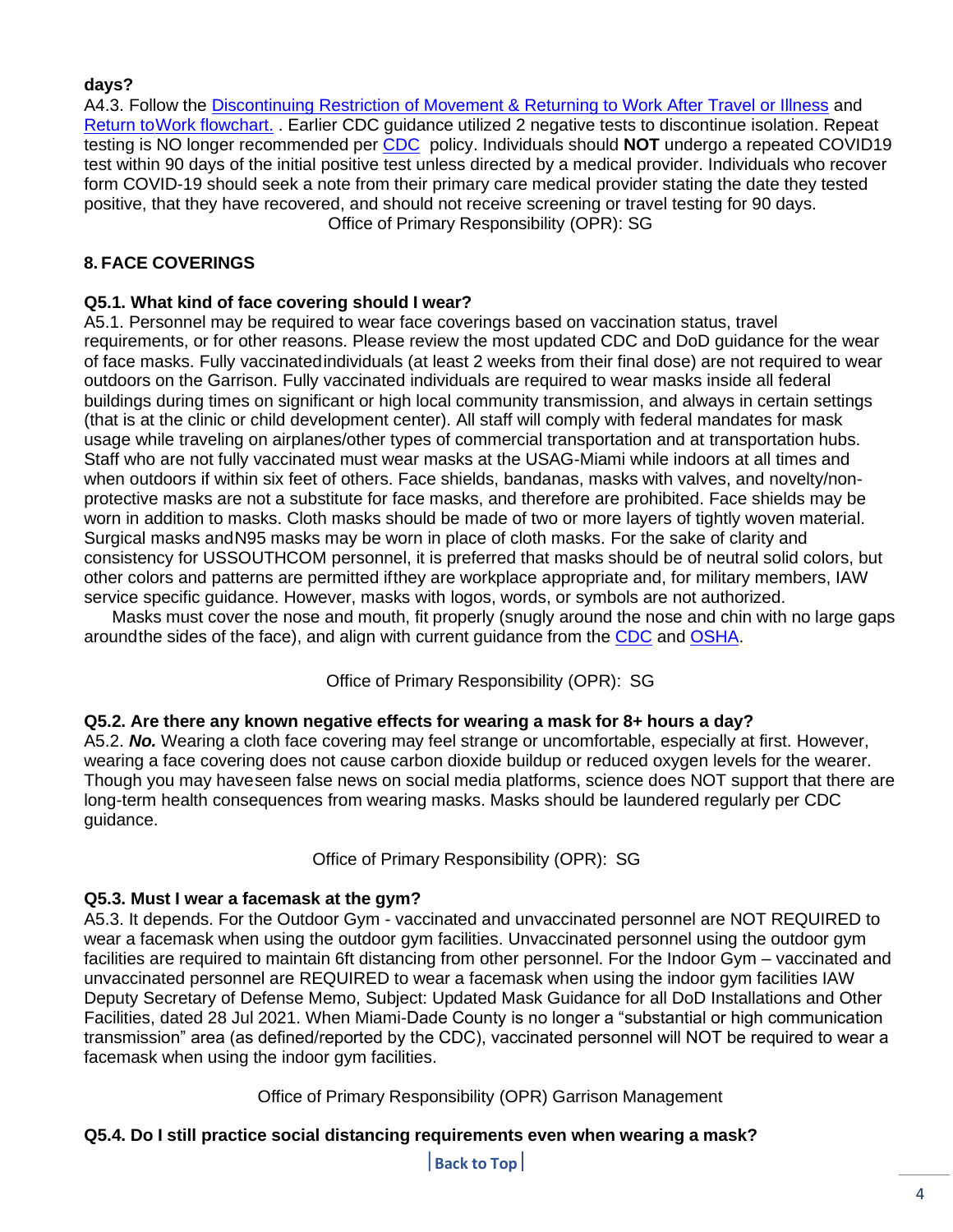**days?**

A4.3. Follow the Discontinuing Restriction of Movement & Returning to Work After Travel or Illness and Return toWork flowchart. . Earlier CDC guidance utilized 2 negative tests to discontinue isolation. Repeat testing is NO longer recommended per CDC policy. Individuals should **NOT** undergo a repeated COVID19 test within 90 days of the initial positive test unless directed by a medical provider. Individuals who recover form COVID-19 should seek a note from their primary care medical provider stating the date they tested positive, that they have recovered, and should not receive screening or travel testing for 90 days.

Office of Primary Responsibility (OPR): SG

## 8. FACE COVERINGS

**Q5.1. What kind of face covering should I wear?**

A5.1. Personnel may be required to wear face coverings based on vaccination status, travel requirements, or for other reasons. Please review the most updated CDC and DoD guidance for the wear of face masks. Fully vaccinatedindividuals (at least 2 weeks from their final dose) are not required to wear outdoors on the Garrison. Fully vaccinated individuals are required to wear masks inside all federal buildings during times on significant or high local community transmission, and always in certain settings (that is at the clinic or child development center). All staff will comply with federal mandates for mask usage while traveling on airplanes/other types of commercial transportation and at transportation hubs. Staff who are not fully vaccinated must wear masks at the USAG-Miami while indoors at all times and when outdoors if within six feet of others. Face shields, bandanas, masks with valves, and novelty/non-protective masks are not a substitute for face masks, and therefore are prohibited. Face shields may be worn in addition to masks. Cloth masks should be made of two or more layers of tightly woven material. Surgical masks andN95 masks may be worn in place of cloth masks. For the sake of clarity and consistency for USSOUTHCOM personnel, it is preferred that masks should be of neutral solid colors, but other colors and patterns are permitted ifthey are workplace appropriate and, for military members, IAW service specific guidance. However, masks with logos, words, or symbols are not authorized.

Masks must cover the nose and mouth, fit properly (snugly around the nose and chin with no large gaps aroundthe sides of the face), and align with current guidance from the CDC and OSHA.

Office of Primary Responsibility (OPR): SG

**Q5.2. Are there any known negative effects for wearing a mask for 8+ hours a day?**

A5.2. ***No.*** Wearing a cloth face covering may feel strange or uncomfortable, especially at first. However, wearing a face covering does not cause carbon dioxide buildup or reduced oxygen levels for the wearer. Though you may haveseen false news on social media platforms, science does NOT support that there are long-term health consequences from wearing masks. Masks should be laundered regularly per CDC guidance.

Office of Primary Responsibility (OPR): SG

**Q5.3. Must I wear a facemask at the gym?**

A5.3. It depends. For the Outdoor Gym - vaccinated and unvaccinated personnel are NOT REQUIRED to wear a facemask when using the outdoor gym facilities. Unvaccinated personnel using the outdoor gym facilities are required to maintain 6ft distancing from other personnel. For the Indoor Gym – vaccinated and unvaccinated personnel are REQUIRED to wear a facemask when using the indoor gym facilities IAW Deputy Secretary of Defense Memo, Subject: Updated Mask Guidance for all DoD Installations and Other Facilities, dated 28 Jul 2021. When Miami-Dade County is no longer a "substantial or high communication transmission" area (as defined/reported by the CDC), vaccinated personnel will NOT be required to wear a facemask when using the indoor gym facilities.

Office of Primary Responsibility (OPR) Garrison Management

**Q5.4. Do I still practice social distancing requirements even when wearing a mask?**

Back to Top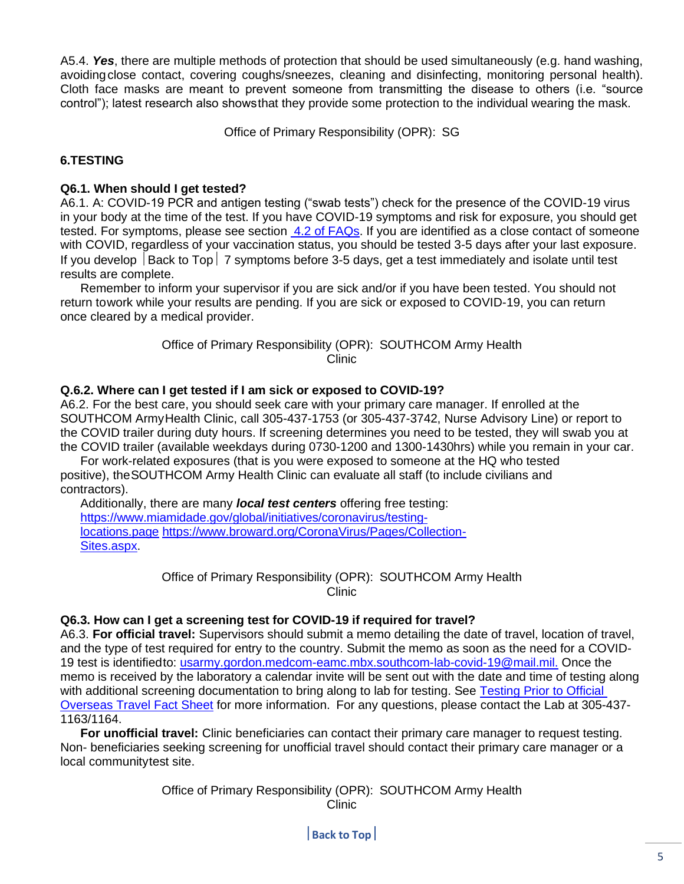A5.4. ***Yes***, there are multiple methods of protection that should be used simultaneously (e.g. hand washing, avoiding close contact, covering coughs/sneezes, cleaning and disinfecting, monitoring personal health). Cloth face masks are meant to prevent someone from transmitting the disease to others (i.e. "source control"); latest research also shows that they provide some protection to the individual wearing the mask.

Office of Primary Responsibility (OPR): SG

## 6.TESTING

### Q6.1. When should I get tested?

A6.1. A: COVID-19 PCR and antigen testing ("swab tests") check for the presence of the COVID-19 virus in your body at the time of the test. If you have COVID-19 symptoms and risk for exposure, you should get tested. For symptoms, please see section [4.2 of FAQs](). If you are identified as a close contact of someone with COVID, regardless of your vaccination status, you should be tested 3-5 days after your last exposure. If you develop |Back to Top| 7 symptoms before 3-5 days, get a test immediately and isolate until test results are complete.

Remember to inform your supervisor if you are sick and/or if you have been tested. You should not return to work while your results are pending. If you are sick or exposed to COVID-19, you can return once cleared by a medical provider.

Office of Primary Responsibility (OPR): SOUTHCOM Army Health Clinic

### Q.6.2. Where can I get tested if I am sick or exposed to COVID-19?

A6.2. For the best care, you should seek care with your primary care manager. If enrolled at the SOUTHCOM Army Health Clinic, call 305-437-1753 (or 305-437-3742, Nurse Advisory Line) or report to the COVID trailer during duty hours. If screening determines you need to be tested, they will swab you at the COVID trailer (available weekdays during 0730-1200 and 1300-1430hrs) while you remain in your car.

For work-related exposures (that is you were exposed to someone at the HQ who tested positive), the SOUTHCOM Army Health Clinic can evaluate all staff (to include civilians and contractors).

Additionally, there are many ***local test centers*** offering free testing: https://www.miamidade.gov/global/initiatives/coronavirus/testing-locations.page https://www.broward.org/CoronaVirus/Pages/Collection-Sites.aspx.

Office of Primary Responsibility (OPR): SOUTHCOM Army Health Clinic

### Q6.3. How can I get a screening test for COVID-19 if required for travel?

A6.3. **For official travel:** Supervisors should submit a memo detailing the date of travel, location of travel, and the type of test required for entry to the country. Submit the memo as soon as the need for a COVID-19 test is identified to: usarmy.gordon.medcom-eamc.mbx.southcom-lab-covid-19@mail.mil. Once the memo is received by the laboratory a calendar invite will be sent out with the date and time of testing along with additional screening documentation to bring along to lab for testing. See [Testing Prior to Official Overseas Travel Fact Sheet]() for more information. For any questions, please contact the Lab at 305-437-1163/1164.

**For unofficial travel:** Clinic beneficiaries can contact their primary care manager to request testing. Non- beneficiaries seeking screening for unofficial travel should contact their primary care manager or a local community test site.

Office of Primary Responsibility (OPR): SOUTHCOM Army Health Clinic

|Back to Top|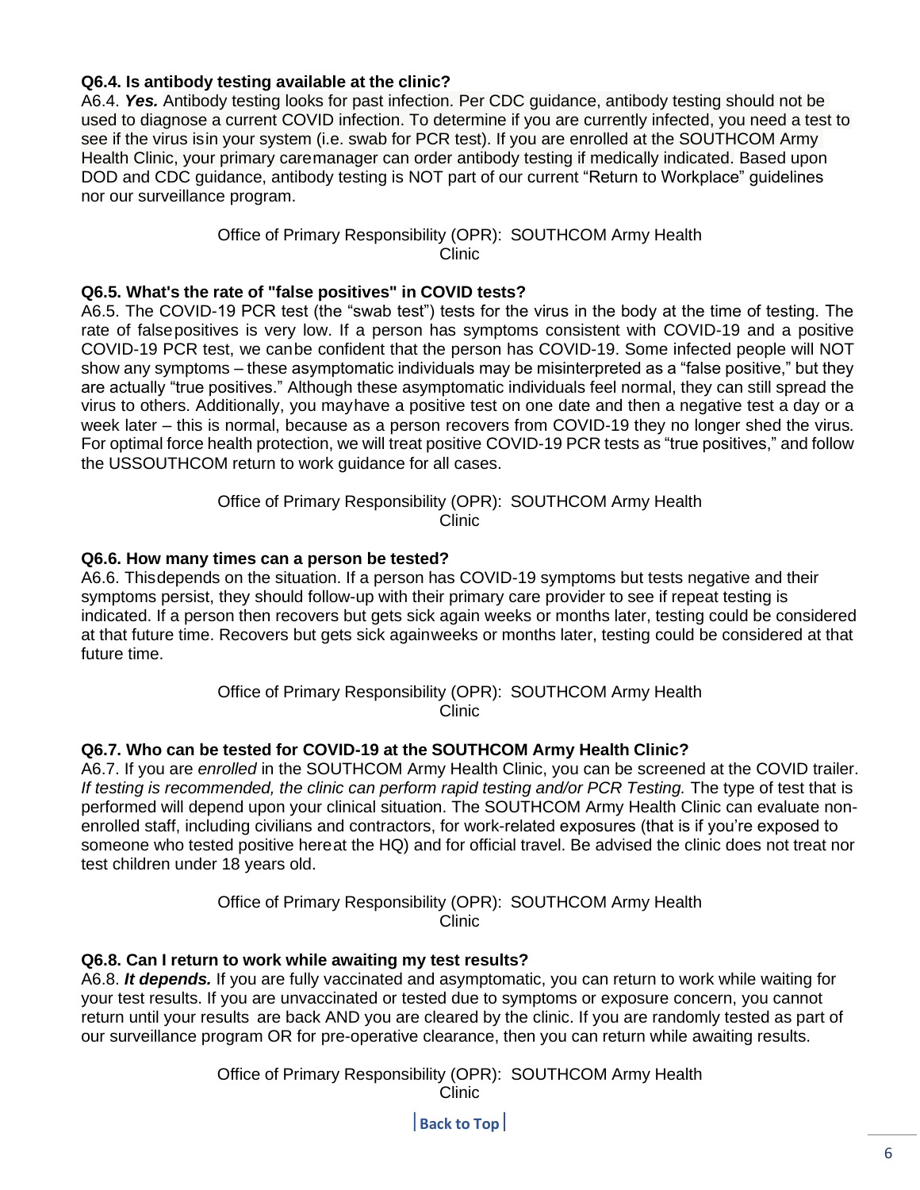**Q6.4. Is antibody testing available at the clinic?**

A6.4. ***Yes.*** Antibody testing looks for past infection. Per CDC guidance, antibody testing should not be used to diagnose a current COVID infection. To determine if you are currently infected, you need a test to see if the virus isin your system (i.e. swab for PCR test). If you are enrolled at the SOUTHCOM Army Health Clinic, your primary caremanager can order antibody testing if medically indicated. Based upon DOD and CDC guidance, antibody testing is NOT part of our current "Return to Workplace" guidelines nor our surveillance program.

Office of Primary Responsibility (OPR): SOUTHCOM Army Health Clinic

**Q6.5. What's the rate of "false positives" in COVID tests?**

A6.5. The COVID-19 PCR test (the "swab test") tests for the virus in the body at the time of testing. The rate of falsepositives is very low. If a person has symptoms consistent with COVID-19 and a positive COVID-19 PCR test, we canbe confident that the person has COVID-19. Some infected people will NOT show any symptoms – these asymptomatic individuals may be misinterpreted as a "false positive," but they are actually "true positives." Although these asymptomatic individuals feel normal, they can still spread the virus to others. Additionally, you mayhave a positive test on one date and then a negative test a day or a week later – this is normal, because as a person recovers from COVID-19 they no longer shed the virus. For optimal force health protection, we will treat positive COVID-19 PCR tests as "true positives," and follow the USSOUTHCOM return to work guidance for all cases.

Office of Primary Responsibility (OPR): SOUTHCOM Army Health Clinic

**Q6.6. How many times can a person be tested?**

A6.6. Thisdepends on the situation. If a person has COVID-19 symptoms but tests negative and their symptoms persist, they should follow-up with their primary care provider to see if repeat testing is indicated. If a person then recovers but gets sick again weeks or months later, testing could be considered at that future time. Recovers but gets sick againweeks or months later, testing could be considered at that future time.

Office of Primary Responsibility (OPR): SOUTHCOM Army Health Clinic

**Q6.7. Who can be tested for COVID-19 at the SOUTHCOM Army Health Clinic?**

A6.7. If you are *enrolled* in the SOUTHCOM Army Health Clinic, you can be screened at the COVID trailer. *If testing is recommended, the clinic can perform rapid testing and/or PCR Testing.* The type of test that is performed will depend upon your clinical situation. The SOUTHCOM Army Health Clinic can evaluate non-enrolled staff, including civilians and contractors, for work-related exposures (that is if you're exposed to someone who tested positive hereat the HQ) and for official travel. Be advised the clinic does not treat nor test children under 18 years old.

Office of Primary Responsibility (OPR): SOUTHCOM Army Health Clinic

**Q6.8. Can I return to work while awaiting my test results?**

A6.8. ***It depends.*** If you are fully vaccinated and asymptomatic, you can return to work while waiting for your test results. If you are unvaccinated or tested due to symptoms or exposure concern, you cannot return until your results are back AND you are cleared by the clinic. If you are randomly tested as part of our surveillance program OR for pre-operative clearance, then you can return while awaiting results.

Office of Primary Responsibility (OPR): SOUTHCOM Army Health Clinic

**Back to Top**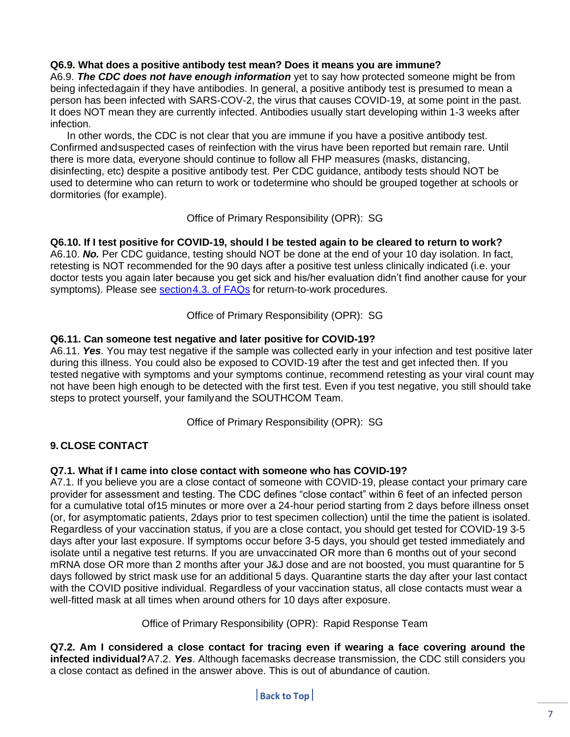**Q6.9. What does a positive antibody test mean? Does it means you are immune?**

A6.9. ***The CDC does not have enough information*** yet to say how protected someone might be from being infectedagain if they have antibodies. In general, a positive antibody test is presumed to mean a person has been infected with SARS-COV-2, the virus that causes COVID-19, at some point in the past. It does NOT mean they are currently infected. Antibodies usually start developing within 1-3 weeks after infection.

In other words, the CDC is not clear that you are immune if you have a positive antibody test. Confirmed andsuspected cases of reinfection with the virus have been reported but remain rare. Until there is more data, everyone should continue to follow all FHP measures (masks, distancing, disinfecting, etc) despite a positive antibody test. Per CDC guidance, antibody tests should NOT be used to determine who can return to work or todetermine who should be grouped together at schools or dormitories (for example).

Office of Primary Responsibility (OPR): SG

**Q6.10. If I test positive for COVID-19, should I be tested again to be cleared to return to work?**

A6.10. ***No.*** Per CDC guidance, testing should NOT be done at the end of your 10 day isolation. In fact, retesting is NOT recommended for the 90 days after a positive test unless clinically indicated (i.e. your doctor tests you again later because you get sick and his/her evaluation didn't find another cause for your symptoms). Please see [section4.3. of FAQs] for return-to-work procedures.

Office of Primary Responsibility (OPR): SG

**Q6.11. Can someone test negative and later positive for COVID-19?**

A6.11. ***Yes***. You may test negative if the sample was collected early in your infection and test positive later during this illness. You could also be exposed to COVID-19 after the test and get infected then. If you tested negative with symptoms and your symptoms continue, recommend retesting as your viral count may not have been high enough to be detected with the first test. Even if you test negative, you still should take steps to protect yourself, your familyand the SOUTHCOM Team.

Office of Primary Responsibility (OPR): SG

## 9. CLOSE CONTACT

**Q7.1. What if I came into close contact with someone who has COVID-19?**

A7.1. If you believe you are a close contact of someone with COVID-19, please contact your primary care provider for assessment and testing. The CDC defines "close contact" within 6 feet of an infected person for a cumulative total of15 minutes or more over a 24-hour period starting from 2 days before illness onset (or, for asymptomatic patients, 2days prior to test specimen collection) until the time the patient is isolated. Regardless of your vaccination status, if you are a close contact, you should get tested for COVID-19 3-5 days after your last exposure. If symptoms occur before 3-5 days, you should get tested immediately and isolate until a negative test returns. If you are unvaccinated OR more than 6 months out of your second mRNA dose OR more than 2 months after your J&J dose and are not boosted, you must quarantine for 5 days followed by strict mask use for an additional 5 days. Quarantine starts the day after your last contact with the COVID positive individual. Regardless of your vaccination status, all close contacts must wear a well-fitted mask at all times when around others for 10 days after exposure.

Office of Primary Responsibility (OPR): Rapid Response Team

**Q7.2. Am I considered a close contact for tracing even if wearing a face covering around the infected individual?** A7.2. ***Yes***. Although facemasks decrease transmission, the CDC still considers you a close contact as defined in the answer above. This is out of abundance of caution.

Back to Top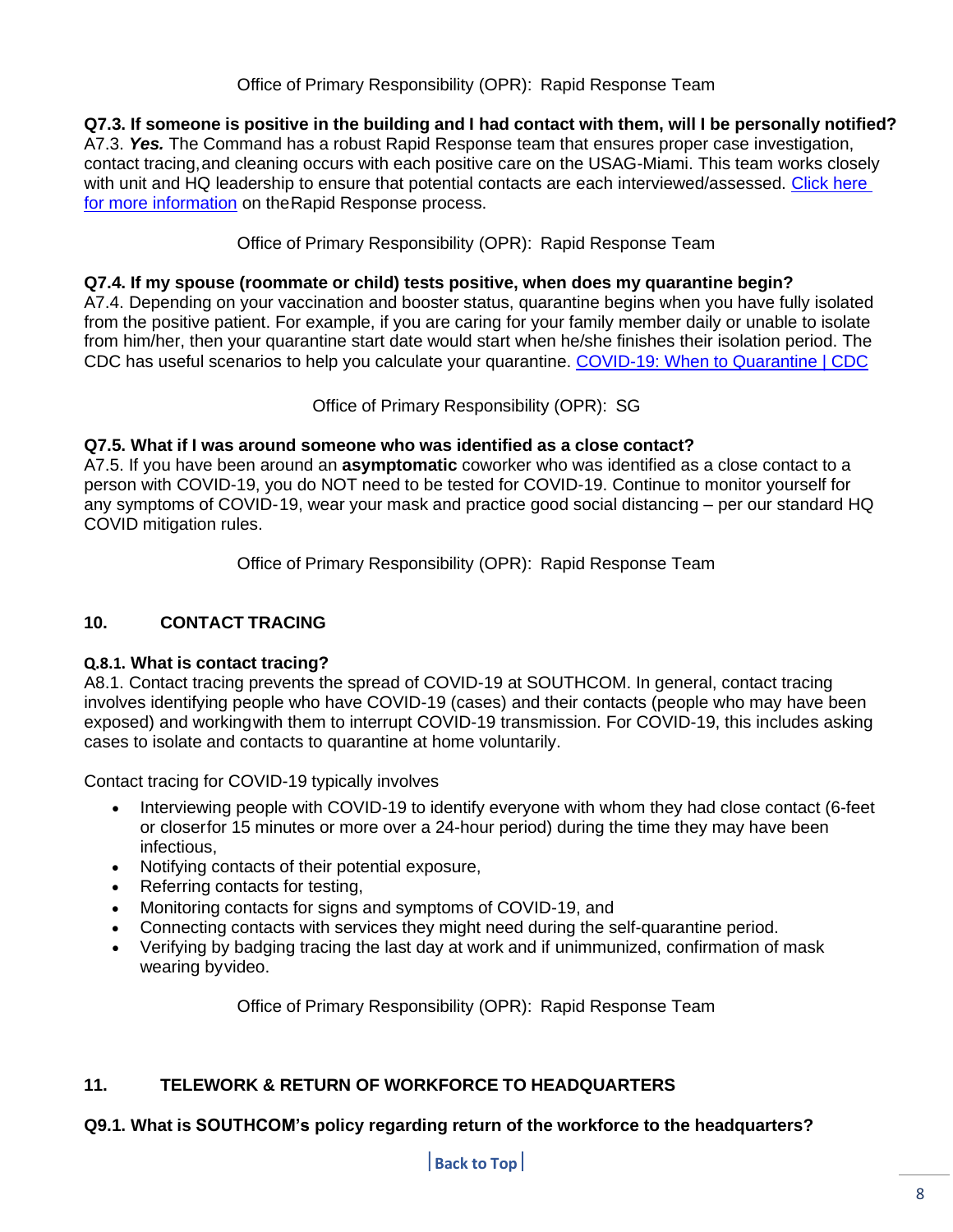Office of Primary Responsibility (OPR): Rapid Response Team

**Q7.3. If someone is positive in the building and I had contact with them, will I be personally notified?**
A7.3. ***Yes.*** The Command has a robust Rapid Response team that ensures proper case investigation, contact tracing, and cleaning occurs with each positive care on the USAG-Miami. This team works closely with unit and HQ leadership to ensure that potential contacts are each interviewed/assessed. [Click here for more information]() on the Rapid Response process.

Office of Primary Responsibility (OPR): Rapid Response Team

**Q7.4. If my spouse (roommate or child) tests positive, when does my quarantine begin?**
A7.4. Depending on your vaccination and booster status, quarantine begins when you have fully isolated from the positive patient. For example, if you are caring for your family member daily or unable to isolate from him/her, then your quarantine start date would start when he/she finishes their isolation period. The CDC has useful scenarios to help you calculate your quarantine. [COVID-19: When to Quarantine | CDC]()

Office of Primary Responsibility (OPR): SG

**Q7.5. What if I was around someone who was identified as a close contact?**
A7.5. If you have been around an **asymptomatic** coworker who was identified as a close contact to a person with COVID-19, you do NOT need to be tested for COVID-19. Continue to monitor yourself for any symptoms of COVID-19, wear your mask and practice good social distancing – per our standard HQ COVID mitigation rules.

Office of Primary Responsibility (OPR): Rapid Response Team

## 10. CONTACT TRACING

**Q.8.1. What is contact tracing?**
A8.1. Contact tracing prevents the spread of COVID-19 at SOUTHCOM. In general, contact tracing involves identifying people who have COVID-19 (cases) and their contacts (people who may have been exposed) and working with them to interrupt COVID-19 transmission. For COVID-19, this includes asking cases to isolate and contacts to quarantine at home voluntarily.

Contact tracing for COVID-19 typically involves

- Interviewing people with COVID-19 to identify everyone with whom they had close contact (6-feet or closer for 15 minutes or more over a 24-hour period) during the time they may have been infectious,
- Notifying contacts of their potential exposure,
- Referring contacts for testing,
- Monitoring contacts for signs and symptoms of COVID-19, and
- Connecting contacts with services they might need during the self-quarantine period.
- Verifying by badging tracing the last day at work and if unimmunized, confirmation of mask wearing by video.

Office of Primary Responsibility (OPR): Rapid Response Team

## 11. TELEWORK & RETURN OF WORKFORCE TO HEADQUARTERS

**Q9.1. What is SOUTHCOM's policy regarding return of the workforce to the headquarters?**

[Back to Top]()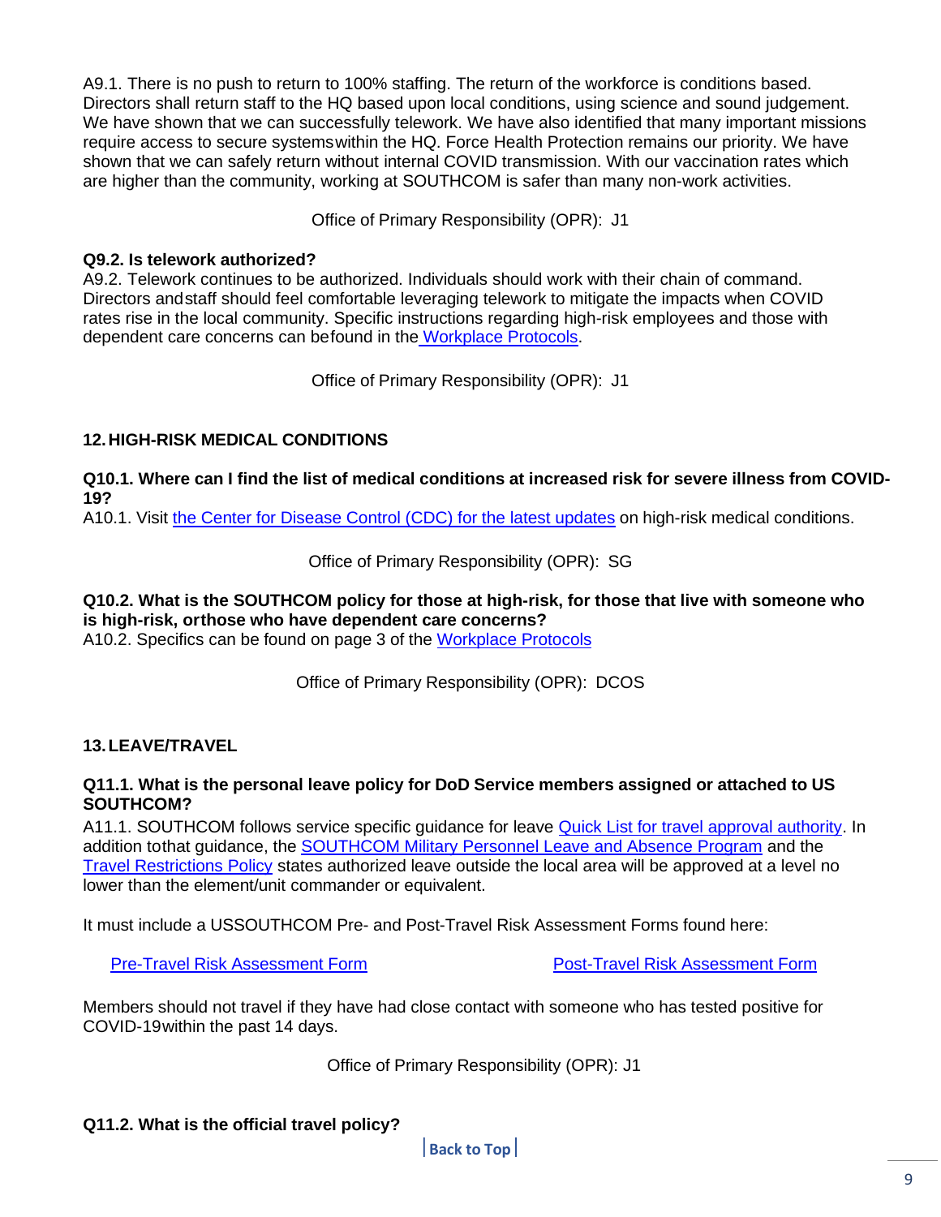A9.1. There is no push to return to 100% staffing. The return of the workforce is conditions based. Directors shall return staff to the HQ based upon local conditions, using science and sound judgement. We have shown that we can successfully telework. We have also identified that many important missions require access to secure systems within the HQ. Force Health Protection remains our priority. We have shown that we can safely return without internal COVID transmission. With our vaccination rates which are higher than the community, working at SOUTHCOM is safer than many non-work activities.

Office of Primary Responsibility (OPR): J1

**Q9.2. Is telework authorized?**

A9.2. Telework continues to be authorized. Individuals should work with their chain of command. Directors and staff should feel comfortable leveraging telework to mitigate the impacts when COVID rates rise in the local community. Specific instructions regarding high-risk employees and those with dependent care concerns can be found in the Workplace Protocols.

Office of Primary Responsibility (OPR): J1

## 12. HIGH-RISK MEDICAL CONDITIONS

**Q10.1. Where can I find the list of medical conditions at increased risk for severe illness from COVID-19?**

A10.1. Visit the Center for Disease Control (CDC) for the latest updates on high-risk medical conditions.

Office of Primary Responsibility (OPR): SG

**Q10.2. What is the SOUTHCOM policy for those at high-risk, for those that live with someone who is high-risk, or those who have dependent care concerns?**

A10.2. Specifics can be found on page 3 of the Workplace Protocols

Office of Primary Responsibility (OPR): DCOS

## 13. LEAVE/TRAVEL

**Q11.1. What is the personal leave policy for DoD Service members assigned or attached to US SOUTHCOM?**

A11.1. SOUTHCOM follows service specific guidance for leave Quick List for travel approval authority. In addition to that guidance, the SOUTHCOM Military Personnel Leave and Absence Program and the Travel Restrictions Policy states authorized leave outside the local area will be approved at a level no lower than the element/unit commander or equivalent.

It must include a USSOUTHCOM Pre- and Post-Travel Risk Assessment Forms found here:

Pre-Travel Risk Assessment Form    Post-Travel Risk Assessment Form

Members should not travel if they have had close contact with someone who has tested positive for COVID-19 within the past 14 days.

Office of Primary Responsibility (OPR): J1

**Q11.2. What is the official travel policy?**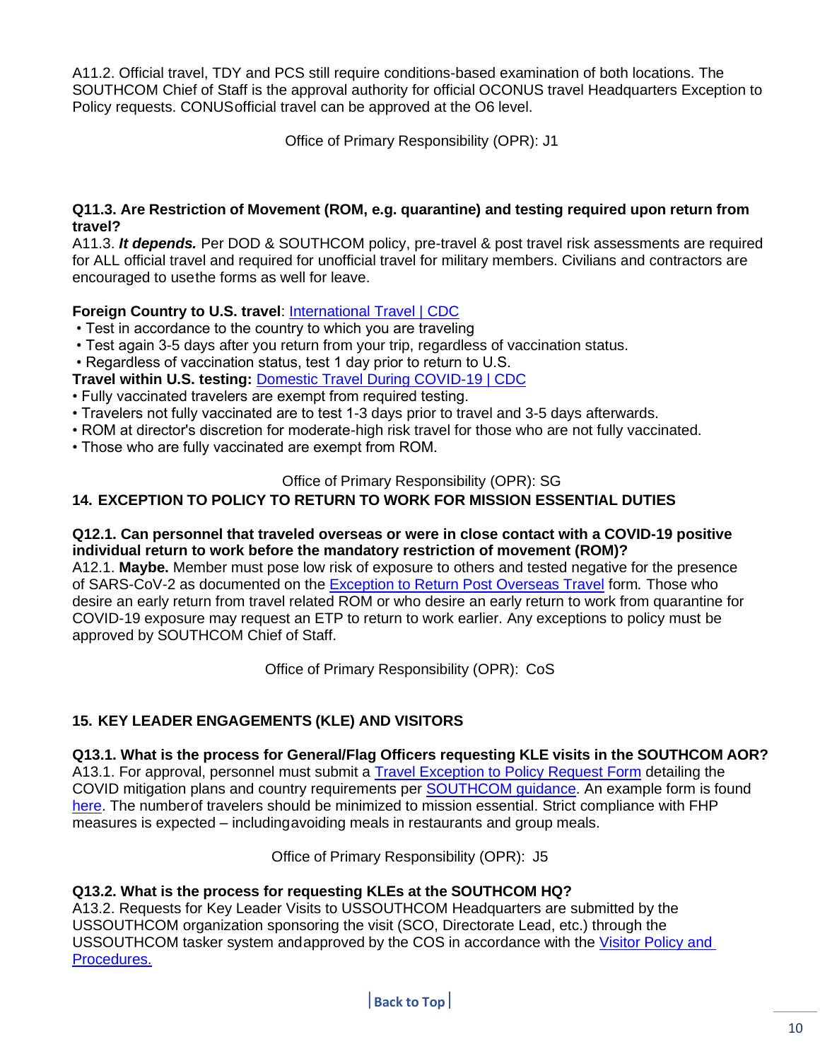A11.2. Official travel, TDY and PCS still require conditions-based examination of both locations. The SOUTHCOM Chief of Staff is the approval authority for official OCONUS travel Headquarters Exception to Policy requests. CONUSofficial travel can be approved at the O6 level.

Office of Primary Responsibility (OPR): J1

**Q11.3. Are Restriction of Movement (ROM, e.g. quarantine) and testing required upon return from travel?**

A11.3. ***It depends.*** Per DOD & SOUTHCOM policy, pre-travel & post travel risk assessments are required for ALL official travel and required for unofficial travel for military members. Civilians and contractors are encouraged to usethe forms as well for leave.

**Foreign Country to U.S. travel**: International Travel | CDC

- Test in accordance to the country to which you are traveling
- Test again 3-5 days after you return from your trip, regardless of vaccination status.
- Regardless of vaccination status, test 1 day prior to return to U.S.

**Travel within U.S. testing:** Domestic Travel During COVID-19 | CDC

- Fully vaccinated travelers are exempt from required testing.
- Travelers not fully vaccinated are to test 1-3 days prior to travel and 3-5 days afterwards.
- ROM at director's discretion for moderate-high risk travel for those who are not fully vaccinated.
- Those who are fully vaccinated are exempt from ROM.

Office of Primary Responsibility (OPR): SG

## 14. EXCEPTION TO POLICY TO RETURN TO WORK FOR MISSION ESSENTIAL DUTIES

**Q12.1. Can personnel that traveled overseas or were in close contact with a COVID-19 positive individual return to work before the mandatory restriction of movement (ROM)?**

A12.1. **Maybe.** Member must pose low risk of exposure to others and tested negative for the presence of SARS-CoV-2 as documented on the Exception to Return Post Overseas Travel form*.* Those who desire an early return from travel related ROM or who desire an early return to work from quarantine for COVID-19 exposure may request an ETP to return to work earlier. Any exceptions to policy must be approved by SOUTHCOM Chief of Staff.

Office of Primary Responsibility (OPR): CoS

## 15. KEY LEADER ENGAGEMENTS (KLE) AND VISITORS

**Q13.1. What is the process for General/Flag Officers requesting KLE visits in the SOUTHCOM AOR?**

A13.1. For approval, personnel must submit a Travel Exception to Policy Request Form detailing the COVID mitigation plans and country requirements per SOUTHCOM guidance. An example form is found here. The numberof travelers should be minimized to mission essential. Strict compliance with FHP measures is expected – includingavoiding meals in restaurants and group meals.

Office of Primary Responsibility (OPR): J5

**Q13.2. What is the process for requesting KLEs at the SOUTHCOM HQ?**

A13.2. Requests for Key Leader Visits to USSOUTHCOM Headquarters are submitted by the USSOUTHCOM organization sponsoring the visit (SCO, Directorate Lead, etc.) through the USSOUTHCOM tasker system andapproved by the COS in accordance with the Visitor Policy and Procedures.

Back to Top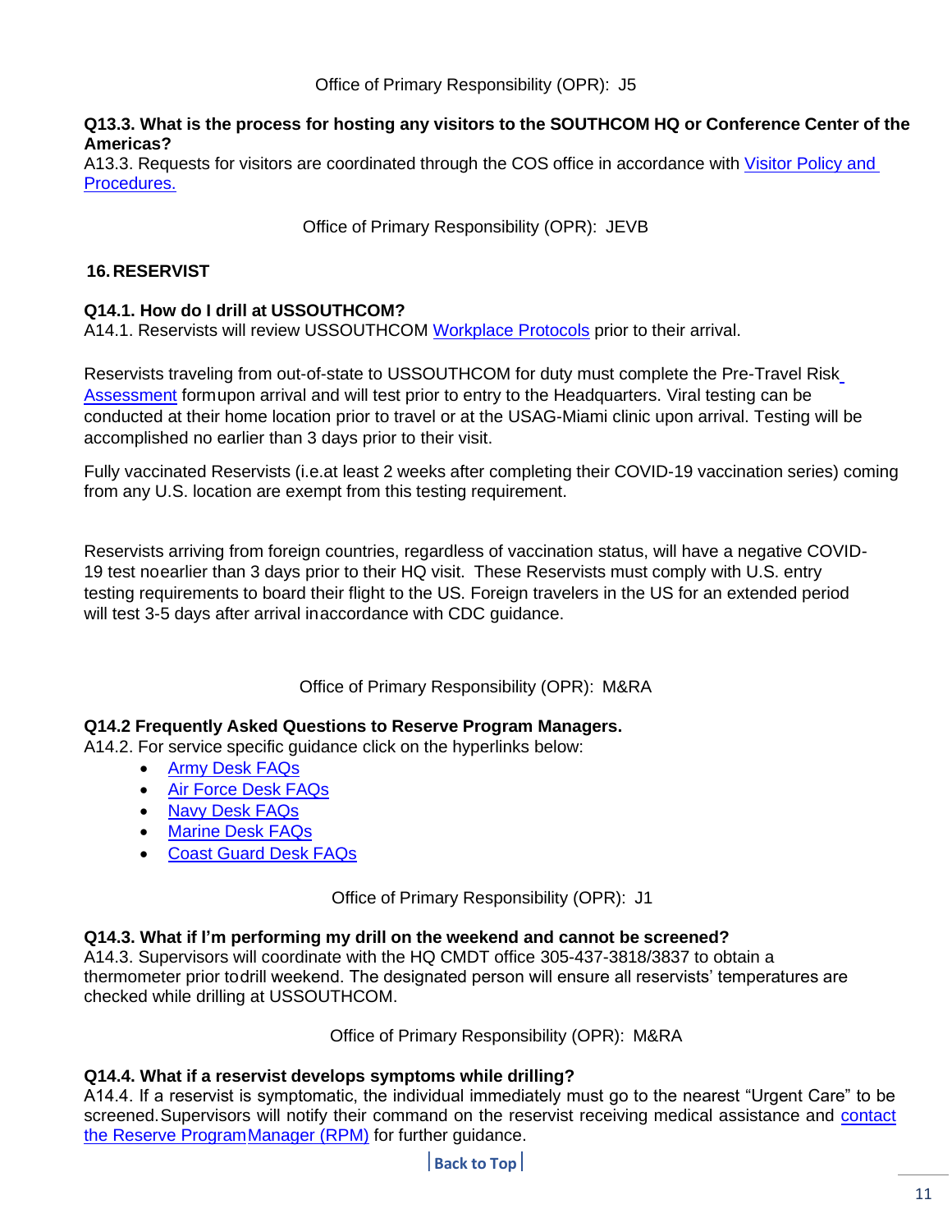Office of Primary Responsibility (OPR): J5

**Q13.3. What is the process for hosting any visitors to the SOUTHCOM HQ or Conference Center of the Americas?**
A13.3. Requests for visitors are coordinated through the COS office in accordance with Visitor Policy and Procedures.

Office of Primary Responsibility (OPR): JEVB

## 16. RESERVIST

**Q14.1. How do I drill at USSOUTHCOM?**
A14.1. Reservists will review USSOUTHCOM Workplace Protocols prior to their arrival.

Reservists traveling from out-of-state to USSOUTHCOM for duty must complete the Pre-Travel Risk Assessment formupon arrival and will test prior to entry to the Headquarters. Viral testing can be conducted at their home location prior to travel or at the USAG-Miami clinic upon arrival. Testing will be accomplished no earlier than 3 days prior to their visit.

Fully vaccinated Reservists (i.e.at least 2 weeks after completing their COVID-19 vaccination series) coming from any U.S. location are exempt from this testing requirement.

Reservists arriving from foreign countries, regardless of vaccination status, will have a negative COVID-19 test noearlier than 3 days prior to their HQ visit. These Reservists must comply with U.S. entry testing requirements to board their flight to the US. Foreign travelers in the US for an extended period will test 3-5 days after arrival inaccordance with CDC guidance.

Office of Primary Responsibility (OPR): M&RA

**Q14.2 Frequently Asked Questions to Reserve Program Managers.**
A14.2. For service specific guidance click on the hyperlinks below:

- Army Desk FAQs
- Air Force Desk FAQs
- Navy Desk FAQs
- Marine Desk FAQs
- Coast Guard Desk FAQs

Office of Primary Responsibility (OPR): J1

**Q14.3. What if I'm performing my drill on the weekend and cannot be screened?**
A14.3. Supervisors will coordinate with the HQ CMDT office 305-437-3818/3837 to obtain a thermometer prior todrill weekend. The designated person will ensure all reservists' temperatures are checked while drilling at USSOUTHCOM.

Office of Primary Responsibility (OPR): M&RA

**Q14.4. What if a reservist develops symptoms while drilling?**
A14.4. If a reservist is symptomatic, the individual immediately must go to the nearest "Urgent Care" to be screened.Supervisors will notify their command on the reservist receiving medical assistance and contact the Reserve ProgramManager (RPM) for further guidance.

Back to Top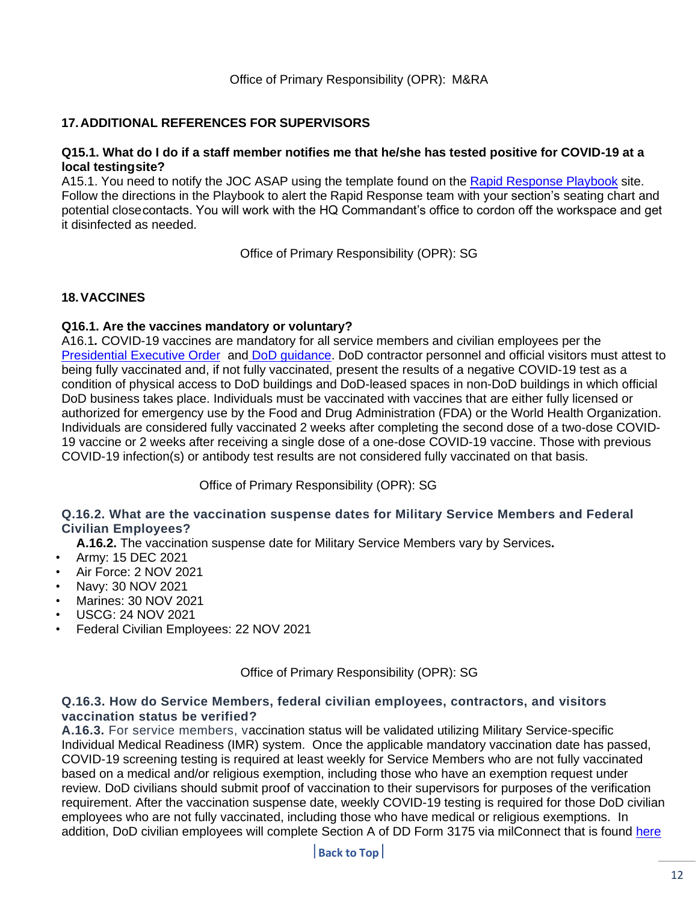Office of Primary Responsibility (OPR): M&RA

## 17. ADDITIONAL REFERENCES FOR SUPERVISORS

**Q15.1. What do I do if a staff member notifies me that he/she has tested positive for COVID-19 at a local testingsite?**

A15.1. You need to notify the JOC ASAP using the template found on the [Rapid Response Playbook]() site. Follow the directions in the Playbook to alert the Rapid Response team with your section's seating chart and potential closecontacts. You will work with the HQ Commandant's office to cordon off the workspace and get it disinfected as needed.

Office of Primary Responsibility (OPR): SG

## 18. VACCINES

**Q16.1. Are the vaccines mandatory or voluntary?**

A16.1*.* COVID-19 vaccines are mandatory for all service members and civilian employees per the [Presidential Executive Order]() and [DoD guidance](). DoD contractor personnel and official visitors must attest to being fully vaccinated and, if not fully vaccinated, present the results of a negative COVID-19 test as a condition of physical access to DoD buildings and DoD-leased spaces in non-DoD buildings in which official DoD business takes place. Individuals must be vaccinated with vaccines that are either fully licensed or authorized for emergency use by the Food and Drug Administration (FDA) or the World Health Organization. Individuals are considered fully vaccinated 2 weeks after completing the second dose of a two-dose COVID-19 vaccine or 2 weeks after receiving a single dose of a one-dose COVID-19 vaccine. Those with previous COVID-19 infection(s) or antibody test results are not considered fully vaccinated on that basis.

Office of Primary Responsibility (OPR): SG

**Q.16.2. What are the vaccination suspense dates for Military Service Members and Federal Civilian Employees?**

**A.16.2.** The vaccination suspense date for Military Service Members vary by Services**.**

- Army: 15 DEC 2021
- Air Force: 2 NOV 2021
- Navy: 30 NOV 2021
- Marines: 30 NOV 2021
- USCG: 24 NOV 2021
- Federal Civilian Employees: 22 NOV 2021

Office of Primary Responsibility (OPR): SG

**Q.16.3. How do Service Members, federal civilian employees, contractors, and visitors vaccination status be verified?**

**A.16.3.** For service members, vaccination status will be validated utilizing Military Service-specific Individual Medical Readiness (IMR) system. Once the applicable mandatory vaccination date has passed, COVID-19 screening testing is required at least weekly for Service Members who are not fully vaccinated based on a medical and/or religious exemption, including those who have an exemption request under review. DoD civilians should submit proof of vaccination to their supervisors for purposes of the verification requirement. After the vaccination suspense date, weekly COVID-19 testing is required for those DoD civilian employees who are not fully vaccinated, including those who have medical or religious exemptions. In addition, DoD civilian employees will complete Section A of DD Form 3175 via milConnect that is found [here]()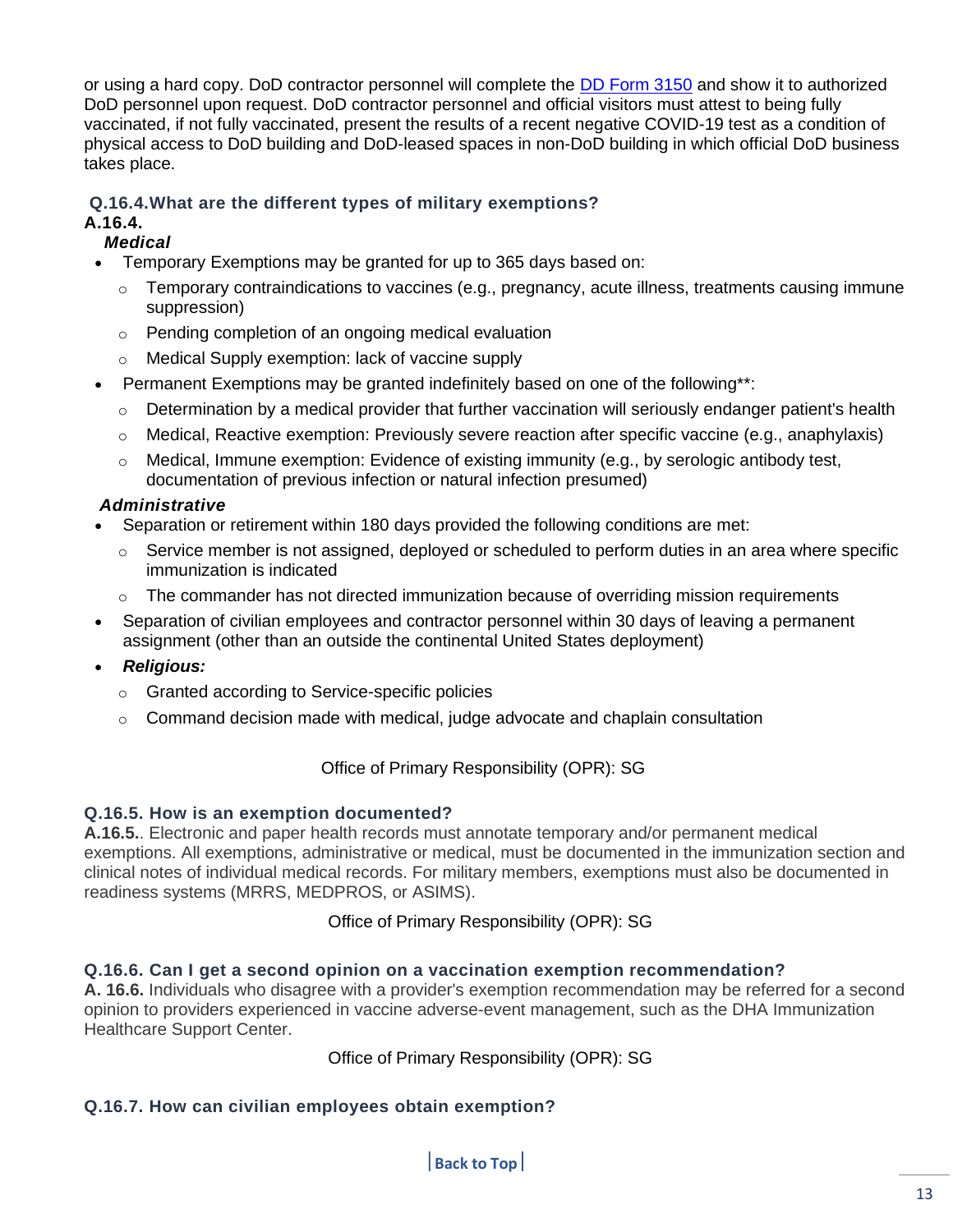or using a hard copy. DoD contractor personnel will complete the [DD Form 3150](#) and show it to authorized DoD personnel upon request. DoD contractor personnel and official visitors must attest to being fully vaccinated, if not fully vaccinated, present the results of a recent negative COVID-19 test as a condition of physical access to DoD building and DoD-leased spaces in non-DoD building in which official DoD business takes place.

### Q.16.4. What are the different types of military exemptions?

**A.16.4.**

***Medical***

- Temporary Exemptions may be granted for up to 365 days based on:
  - Temporary contraindications to vaccines (e.g., pregnancy, acute illness, treatments causing immune suppression)
  - Pending completion of an ongoing medical evaluation
  - Medical Supply exemption: lack of vaccine supply
- Permanent Exemptions may be granted indefinitely based on one of the following**:
  - Determination by a medical provider that further vaccination will seriously endanger patient's health
  - Medical, Reactive exemption: Previously severe reaction after specific vaccine (e.g., anaphylaxis)
  - Medical, Immune exemption: Evidence of existing immunity (e.g., by serologic antibody test, documentation of previous infection or natural infection presumed)

***Administrative***

- Separation or retirement within 180 days provided the following conditions are met:
  - Service member is not assigned, deployed or scheduled to perform duties in an area where specific immunization is indicated
  - The commander has not directed immunization because of overriding mission requirements
- Separation of civilian employees and contractor personnel within 30 days of leaving a permanent assignment (other than an outside the continental United States deployment)
- ***Religious:***
  - Granted according to Service-specific policies
  - Command decision made with medical, judge advocate and chaplain consultation

Office of Primary Responsibility (OPR): SG

### Q.16.5. How is an exemption documented?

**A.16.5.**. Electronic and paper health records must annotate temporary and/or permanent medical exemptions. All exemptions, administrative or medical, must be documented in the immunization section and clinical notes of individual medical records. For military members, exemptions must also be documented in readiness systems (MRRS, MEDPROS, or ASIMS).

Office of Primary Responsibility (OPR): SG

### Q.16.6. Can I get a second opinion on a vaccination exemption recommendation?

**A. 16.6.** Individuals who disagree with a provider's exemption recommendation may be referred for a second opinion to providers experienced in vaccine adverse-event management, such as the DHA Immunization Healthcare Support Center.

Office of Primary Responsibility (OPR): SG

### Q.16.7. How can civilian employees obtain exemption?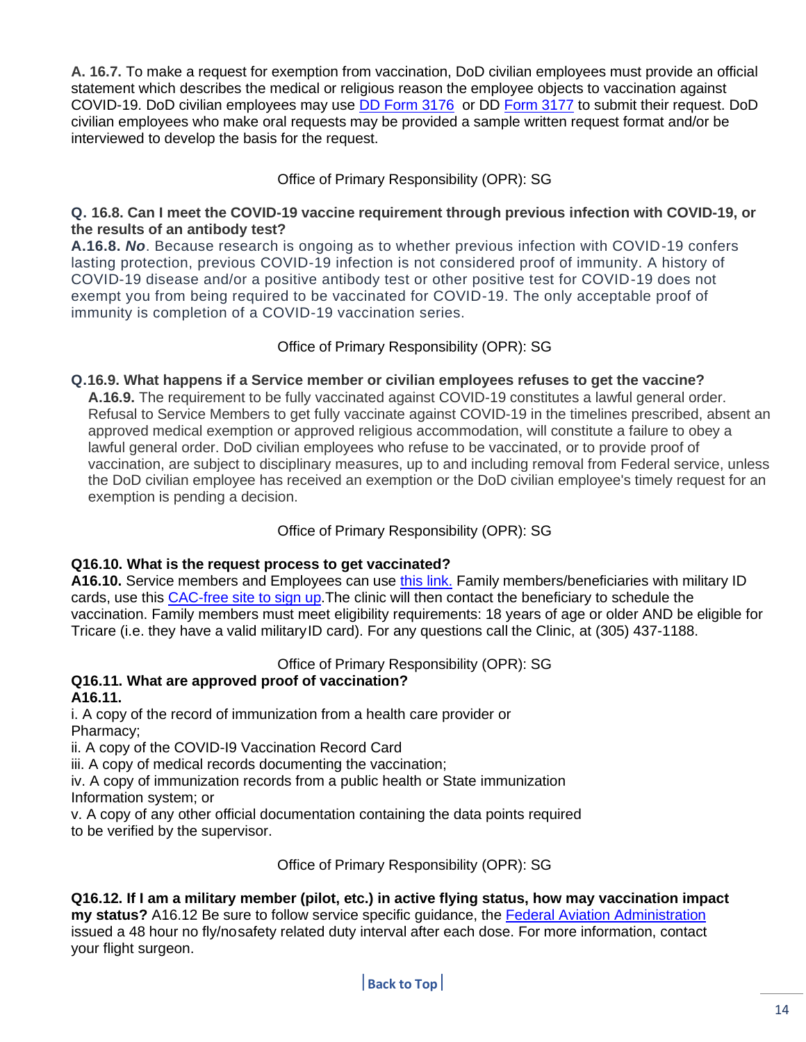**A. 16.7.** To make a request for exemption from vaccination, DoD civilian employees must provide an official statement which describes the medical or religious reason the employee objects to vaccination against COVID-19. DoD civilian employees may use [DD Form 3176](#) or DD [Form 3177](#) to submit their request. DoD civilian employees who make oral requests may be provided a sample written request format and/or be interviewed to develop the basis for the request.

Office of Primary Responsibility (OPR): SG

**Q. 16.8. Can I meet the COVID-19 vaccine requirement through previous infection with COVID-19, or the results of an antibody test?**

**A.16.8.** ***No***. Because research is ongoing as to whether previous infection with COVID-19 confers lasting protection, previous COVID-19 infection is not considered proof of immunity. A history of COVID-19 disease and/or a positive antibody test or other positive test for COVID-19 does not exempt you from being required to be vaccinated for COVID-19. The only acceptable proof of immunity is completion of a COVID-19 vaccination series.

Office of Primary Responsibility (OPR): SG

**Q.16.9. What happens if a Service member or civilian employees refuses to get the vaccine?**

**A.16.9.** The requirement to be fully vaccinated against COVID-19 constitutes a lawful general order. Refusal to Service Members to get fully vaccinate against COVID-19 in the timelines prescribed, absent an approved medical exemption or approved religious accommodation, will constitute a failure to obey a lawful general order. DoD civilian employees who refuse to be vaccinated, or to provide proof of vaccination, are subject to disciplinary measures, up to and including removal from Federal service, unless the DoD civilian employee has received an exemption or the DoD civilian employee's timely request for an exemption is pending a decision.

Office of Primary Responsibility (OPR): SG

**Q16.10. What is the request process to get vaccinated?**

**A16.10.** Service members and Employees can use [this link.](#) Family members/beneficiaries with military ID cards, use this [CAC-free site to sign up](#).The clinic will then contact the beneficiary to schedule the vaccination. Family members must meet eligibility requirements: 18 years of age or older AND be eligible for Tricare (i.e. they have a valid military ID card). For any questions call the Clinic, at (305) 437-1188.

Office of Primary Responsibility (OPR): SG

**Q16.11. What are approved proof of vaccination?**

**A16.11.**

i. A copy of the record of immunization from a health care provider or Pharmacy;

ii. A copy of the COVID-I9 Vaccination Record Card

iii. A copy of medical records documenting the vaccination;

iv. A copy of immunization records from a public health or State immunization Information system; or

v. A copy of any other official documentation containing the data points required to be verified by the supervisor.

Office of Primary Responsibility (OPR): SG

**Q16.12. If I am a military member (pilot, etc.) in active flying status, how may vaccination impact my status?** A16.12 Be sure to follow service specific guidance, the [Federal Aviation Administration](#) issued a 48 hour no fly/nosafety related duty interval after each dose. For more information, contact your flight surgeon.

Back to Top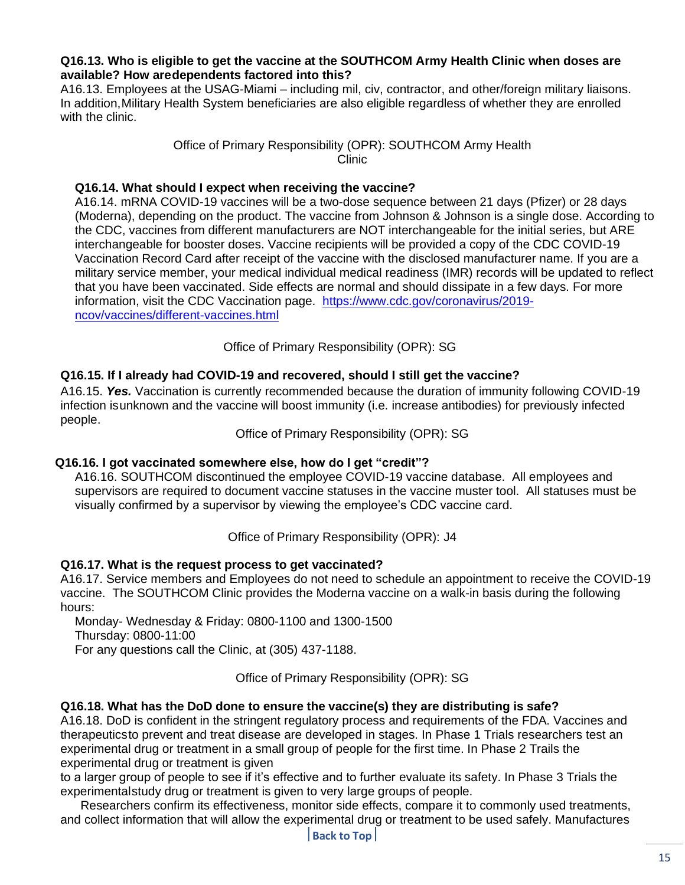**Q16.13. Who is eligible to get the vaccine at the SOUTHCOM Army Health Clinic when doses are available? How aredependents factored into this?**

A16.13. Employees at the USAG-Miami – including mil, civ, contractor, and other/foreign military liaisons. In addition,Military Health System beneficiaries are also eligible regardless of whether they are enrolled with the clinic.

Office of Primary Responsibility (OPR): SOUTHCOM Army Health Clinic

**Q16.14. What should I expect when receiving the vaccine?**

A16.14. mRNA COVID-19 vaccines will be a two-dose sequence between 21 days (Pfizer) or 28 days (Moderna), depending on the product. The vaccine from Johnson & Johnson is a single dose. According to the CDC, vaccines from different manufacturers are NOT interchangeable for the initial series, but ARE interchangeable for booster doses. Vaccine recipients will be provided a copy of the CDC COVID-19 Vaccination Record Card after receipt of the vaccine with the disclosed manufacturer name. If you are a military service member, your medical individual medical readiness (IMR) records will be updated to reflect that you have been vaccinated. Side effects are normal and should dissipate in a few days. For more information, visit the CDC Vaccination page. https://www.cdc.gov/coronavirus/2019-ncov/vaccines/different-vaccines.html

Office of Primary Responsibility (OPR): SG

**Q16.15. If I already had COVID-19 and recovered, should I still get the vaccine?**

A16.15. ***Yes.*** Vaccination is currently recommended because the duration of immunity following COVID-19 infection isunknown and the vaccine will boost immunity (i.e. increase antibodies) for previously infected people.

Office of Primary Responsibility (OPR): SG

**Q16.16. I got vaccinated somewhere else, how do I get "credit"?**

A16.16. SOUTHCOM discontinued the employee COVID-19 vaccine database. All employees and supervisors are required to document vaccine statuses in the vaccine muster tool. All statuses must be visually confirmed by a supervisor by viewing the employee's CDC vaccine card.

Office of Primary Responsibility (OPR): J4

**Q16.17. What is the request process to get vaccinated?**

A16.17. Service members and Employees do not need to schedule an appointment to receive the COVID-19 vaccine. The SOUTHCOM Clinic provides the Moderna vaccine on a walk-in basis during the following hours:

Monday- Wednesday & Friday: 0800-1100 and 1300-1500
Thursday: 0800-11:00
For any questions call the Clinic, at (305) 437-1188.

Office of Primary Responsibility (OPR): SG

**Q16.18. What has the DoD done to ensure the vaccine(s) they are distributing is safe?**

A16.18. DoD is confident in the stringent regulatory process and requirements of the FDA. Vaccines and therapeuticsto prevent and treat disease are developed in stages. In Phase 1 Trials researchers test an experimental drug or treatment in a small group of people for the first time. In Phase 2 Trails the experimental drug or treatment is given to a larger group of people to see if it's effective and to further evaluate its safety. In Phase 3 Trials the experimentalstudy drug or treatment is given to very large groups of people.

Researchers confirm its effectiveness, monitor side effects, compare it to commonly used treatments, and collect information that will allow the experimental drug or treatment to be used safely. Manufactures

Back to Top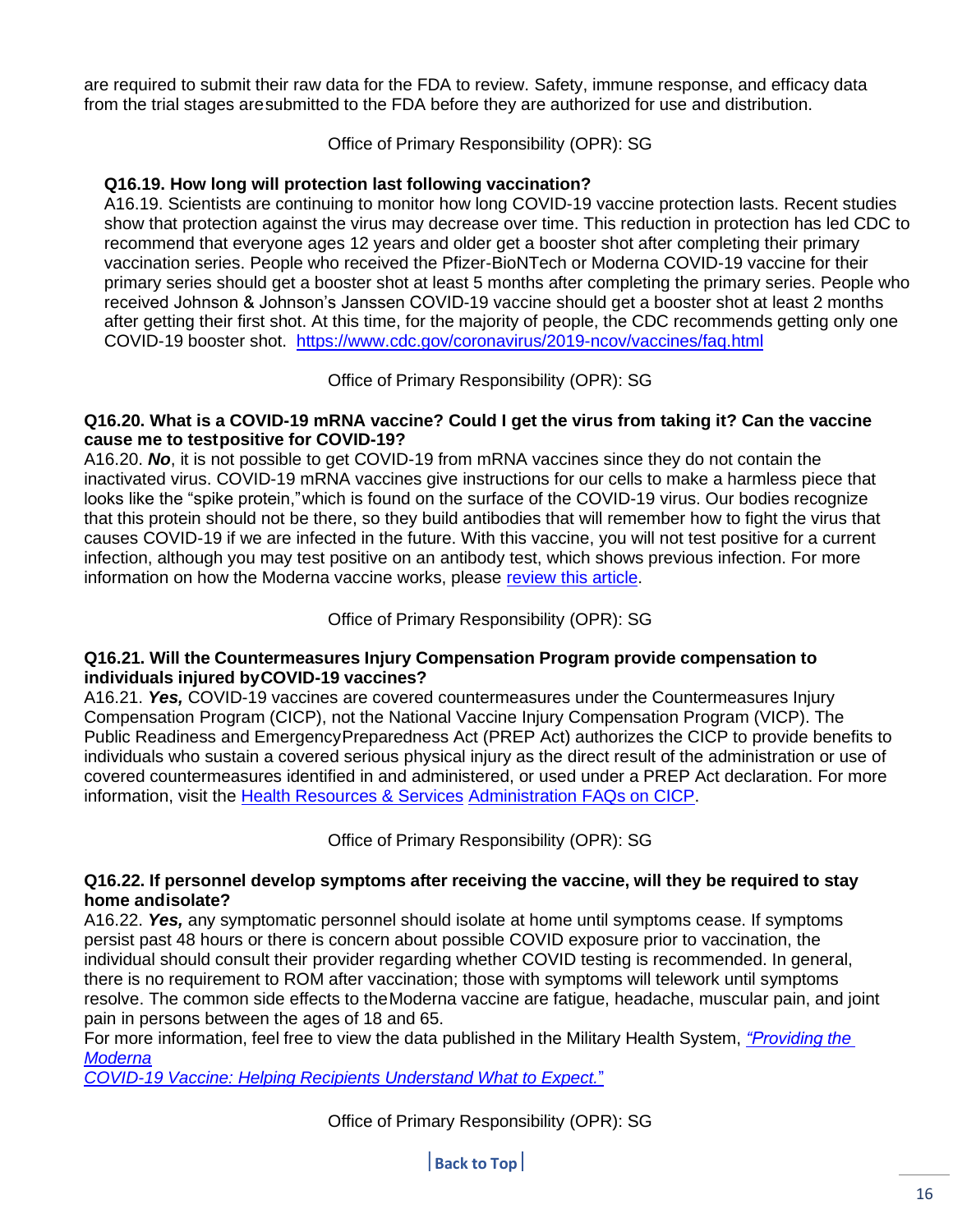are required to submit their raw data for the FDA to review. Safety, immune response, and efficacy data from the trial stages aresubmitted to the FDA before they are authorized for use and distribution.

Office of Primary Responsibility (OPR): SG

**Q16.19. How long will protection last following vaccination?**

A16.19. Scientists are continuing to monitor how long COVID-19 vaccine protection lasts. Recent studies show that protection against the virus may decrease over time. This reduction in protection has led CDC to recommend that everyone ages 12 years and older get a booster shot after completing their primary vaccination series. People who received the Pfizer-BioNTech or Moderna COVID-19 vaccine for their primary series should get a booster shot at least 5 months after completing the primary series. People who received Johnson & Johnson's Janssen COVID-19 vaccine should get a booster shot at least 2 months after getting their first shot. At this time, for the majority of people, the CDC recommends getting only one COVID-19 booster shot. [https://www.cdc.gov/coronavirus/2019-ncov/vaccines/faq.html](https://www.cdc.gov/coronavirus/2019-ncov/vaccines/faq.html)

Office of Primary Responsibility (OPR): SG

**Q16.20. What is a COVID-19 mRNA vaccine? Could I get the virus from taking it? Can the vaccine cause me to testpositive for COVID-19?**

A16.20. ***No***, it is not possible to get COVID-19 from mRNA vaccines since they do not contain the inactivated virus. COVID-19 mRNA vaccines give instructions for our cells to make a harmless piece that looks like the "spike protein,"which is found on the surface of the COVID-19 virus. Our bodies recognize that this protein should not be there, so they build antibodies that will remember how to fight the virus that causes COVID-19 if we are infected in the future. With this vaccine, you will not test positive for a current infection, although you may test positive on an antibody test, which shows previous infection. For more information on how the Moderna vaccine works, please review this article.

Office of Primary Responsibility (OPR): SG

**Q16.21. Will the Countermeasures Injury Compensation Program provide compensation to individuals injured byCOVID-19 vaccines?**

A16.21. ***Yes,*** COVID-19 vaccines are covered countermeasures under the Countermeasures Injury Compensation Program (CICP), not the National Vaccine Injury Compensation Program (VICP). The Public Readiness and EmergencyPreparedness Act (PREP Act) authorizes the CICP to provide benefits to individuals who sustain a covered serious physical injury as the direct result of the administration or use of covered countermeasures identified in and administered, or used under a PREP Act declaration. For more information, visit the Health Resources & Services Administration FAQs on CICP.

Office of Primary Responsibility (OPR): SG

**Q16.22. If personnel develop symptoms after receiving the vaccine, will they be required to stay home andisolate?**

A16.22. ***Yes,*** any symptomatic personnel should isolate at home until symptoms cease. If symptoms persist past 48 hours or there is concern about possible COVID exposure prior to vaccination, the individual should consult their provider regarding whether COVID testing is recommended. In general, there is no requirement to ROM after vaccination; those with symptoms will telework until symptoms resolve. The common side effects to theModerna vaccine are fatigue, headache, muscular pain, and joint pain in persons between the ages of 18 and 65.

For more information, feel free to view the data published in the Military Health System, *"Providing the Moderna COVID-19 Vaccine: Helping Recipients Understand What to Expect."*

Office of Primary Responsibility (OPR): SG

Back to Top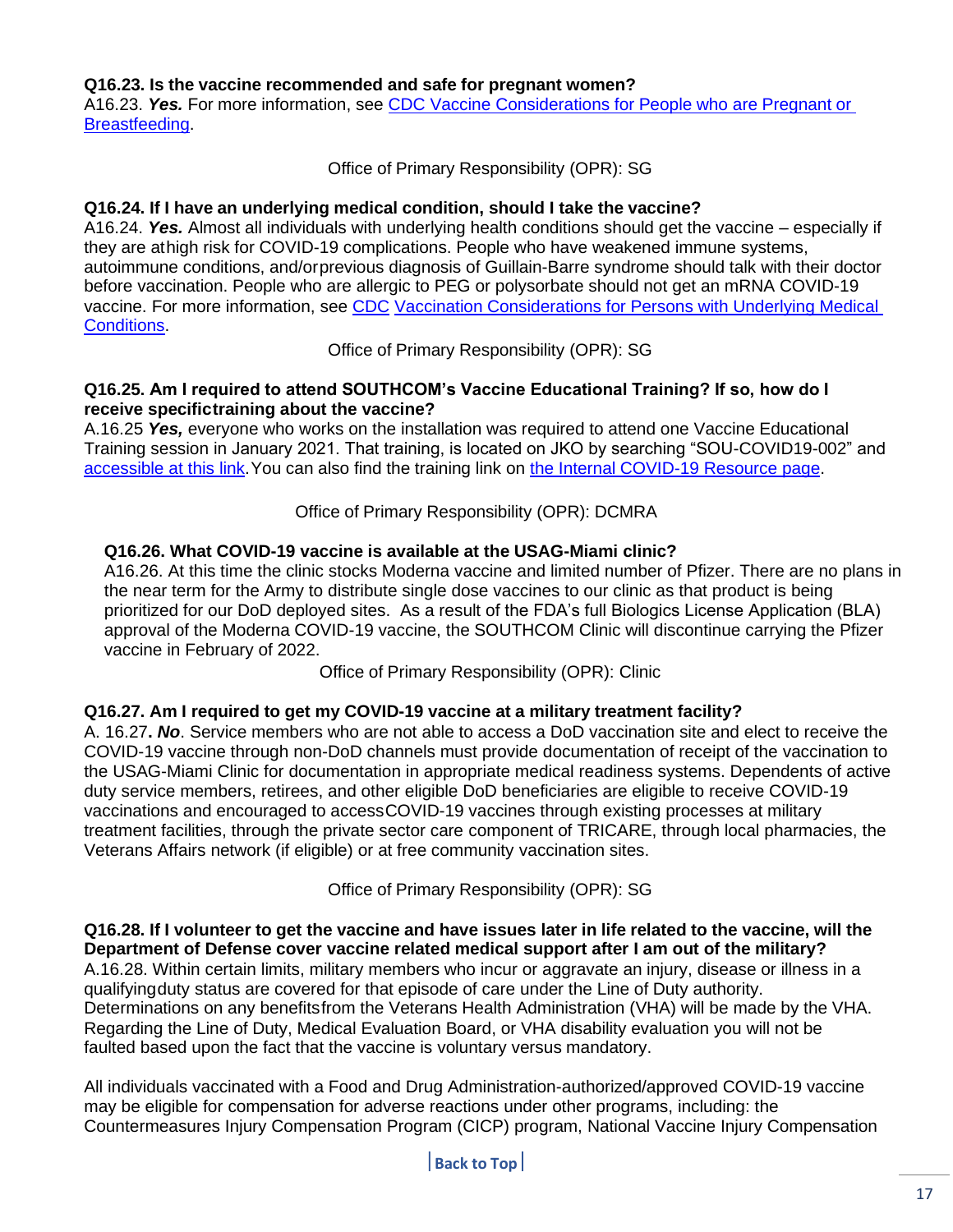**Q16.23. Is the vaccine recommended and safe for pregnant women?**

A16.23. ***Yes.*** For more information, see [CDC Vaccine Considerations for People who are Pregnant or Breastfeeding](#).

Office of Primary Responsibility (OPR): SG

**Q16.24. If I have an underlying medical condition, should I take the vaccine?**

A16.24. ***Yes.*** Almost all individuals with underlying health conditions should get the vaccine – especially if they are at high risk for COVID-19 complications. People who have weakened immune systems, autoimmune conditions, and/or previous diagnosis of Guillain-Barre syndrome should talk with their doctor before vaccination. People who are allergic to PEG or polysorbate should not get an mRNA COVID-19 vaccine. For more information, see [CDC](#) [Vaccination Considerations for Persons with Underlying Medical Conditions](#).

Office of Primary Responsibility (OPR): SG

**Q16.25. Am I required to attend SOUTHCOM's Vaccine Educational Training? If so, how do I receive specific training about the vaccine?**

A.16.25 ***Yes,*** everyone who works on the installation was required to attend one Vaccine Educational Training session in January 2021. That training, is located on JKO by searching "SOU-COVID19-002" and [accessible at this link](#). You can also find the training link on [the Internal COVID-19 Resource page](#).

Office of Primary Responsibility (OPR): DCMRA

**Q16.26. What COVID-19 vaccine is available at the USAG-Miami clinic?**

A16.26. At this time the clinic stocks Moderna vaccine and limited number of Pfizer. There are no plans in the near term for the Army to distribute single dose vaccines to our clinic as that product is being prioritized for our DoD deployed sites. As a result of the FDA's full Biologics License Application (BLA) approval of the Moderna COVID-19 vaccine, the SOUTHCOM Clinic will discontinue carrying the Pfizer vaccine in February of 2022.

Office of Primary Responsibility (OPR): Clinic

**Q16.27. Am I required to get my COVID-19 vaccine at a military treatment facility?**

A. 16.27***. No***. Service members who are not able to access a DoD vaccination site and elect to receive the COVID-19 vaccine through non-DoD channels must provide documentation of receipt of the vaccination to the USAG-Miami Clinic for documentation in appropriate medical readiness systems. Dependents of active duty service members, retirees, and other eligible DoD beneficiaries are eligible to receive COVID-19 vaccinations and encouraged to access COVID-19 vaccines through existing processes at military treatment facilities, through the private sector care component of TRICARE, through local pharmacies, the Veterans Affairs network (if eligible) or at free community vaccination sites.

Office of Primary Responsibility (OPR): SG

**Q16.28. If I volunteer to get the vaccine and have issues later in life related to the vaccine, will the Department of Defense cover vaccine related medical support after I am out of the military?**

A.16.28. Within certain limits, military members who incur or aggravate an injury, disease or illness in a qualifying duty status are covered for that episode of care under the Line of Duty authority. Determinations on any benefits from the Veterans Health Administration (VHA) will be made by the VHA. Regarding the Line of Duty, Medical Evaluation Board, or VHA disability evaluation you will not be faulted based upon the fact that the vaccine is voluntary versus mandatory.

All individuals vaccinated with a Food and Drug Administration-authorized/approved COVID-19 vaccine may be eligible for compensation for adverse reactions under other programs, including: the Countermeasures Injury Compensation Program (CICP) program, National Vaccine Injury Compensation

[Back to Top](#)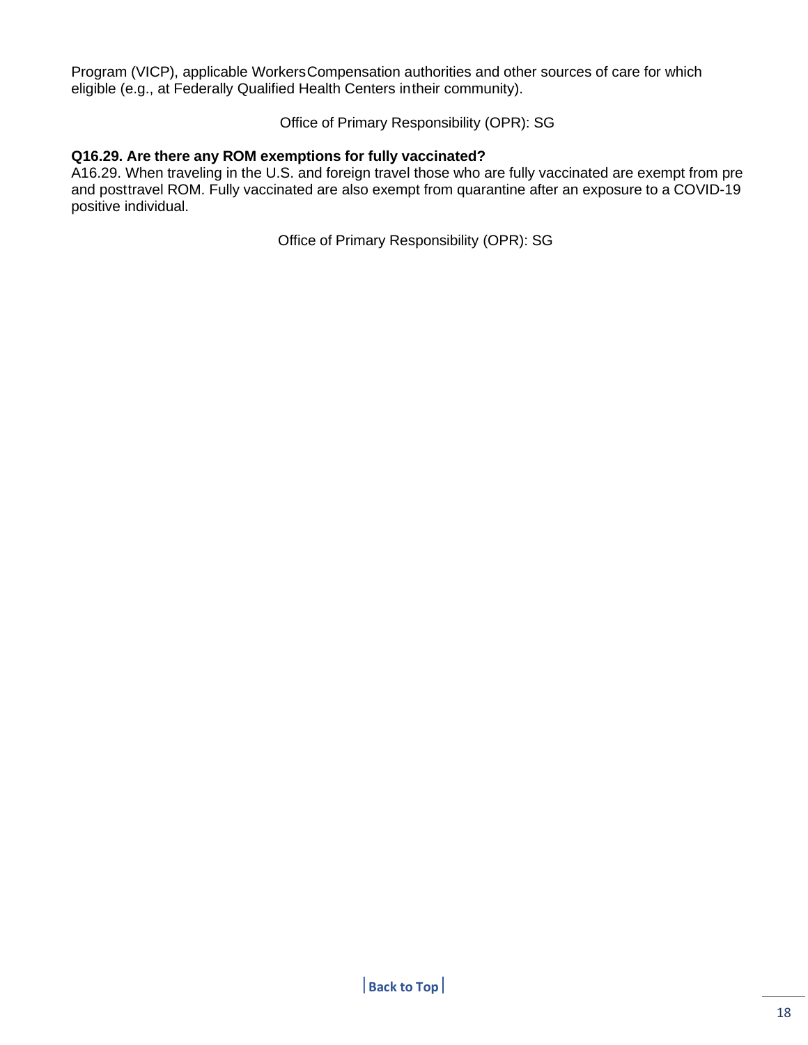Program (VICP), applicable Workers Compensation authorities and other sources of care for which eligible (e.g., at Federally Qualified Health Centers in their community).

Office of Primary Responsibility (OPR): SG

**Q16.29. Are there any ROM exemptions for fully vaccinated?**

A16.29. When traveling in the U.S. and foreign travel those who are fully vaccinated are exempt from pre and posttravel ROM. Fully vaccinated are also exempt from quarantine after an exposure to a COVID-19 positive individual.

Office of Primary Responsibility (OPR): SG

Back to Top